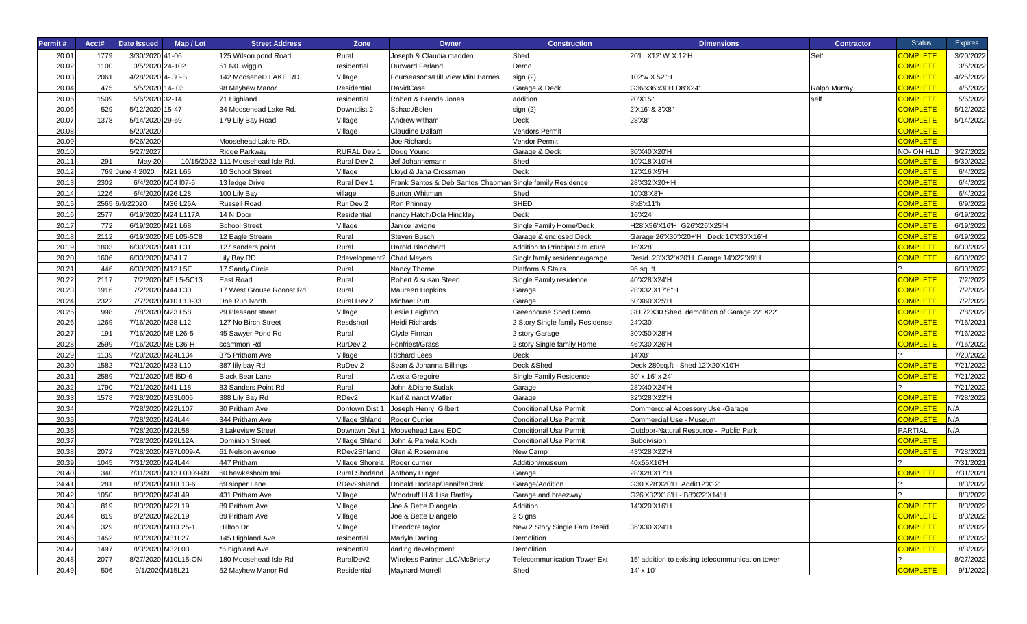| Permit # | Acct# | Date Issued | Map / Lot | Street Address | Zone | Owner | Construction | Dimensions | Contractor | Status | Expires |
|---|---|---|---|---|---|---|---|---|---|---|---|
| 20.01 | 1779 | 3/30/2020 | 41-06 | 125 Wilson pond Road | Rural | Joseph & Claudia madden | Shed | 20'L X12' W X 12'H | Self | COMPLETE | 3/20/2022 |
| 20.02 | 1100 | 3/5/2020 | 24-102 | 51 N0. wiggin | residential | Durward Ferland | Demo | | | COMPLETE | 3/5/2022 |
| 20.03 | 2061 | 4/28/2020 | 4- 30-B | 142 MooseheD LAKE RD. | Village | Fourseasons/Hill View Mini Barnes | sign (2) | 102'w X 52"H | | COMPLETE | 4/25/2022 |
| 20.04 | 475 | 5/5/2020 | 14- 03 | 98 Mayhew Manor | Residential | DavidCase | Garage & Deck | G36'x36'x30H D8'X24' | Ralph Murray | COMPLETE | 4/5/2022 |
| 20.05 | 1509 | 5/6/2020 | 32-14 | 71 Highland | residential | Robert & Brenda Jones | addition | 20'X15" | self | COMPLETE | 5/6/2022 |
| 20.06 | 529 | 5/12/2020 | 15-47 | 34 Moosehead Lake Rd. | Downtdist 2 | Schact/Bolen | sign (2) | 2'X16' & 3'X8" | | COMPLETE | 5/12/2022 |
| 20.07 | 1378 | 5/14/2020 | 29-69 | 179 Lily Bay Road | Village | Andrew witham | Deck | 28'X8' | | COMPLETE | 5/14/2022 |
| 20.08 | | 5/20/2020 | | | Village | Claudine Dallam | Vendors Permit | | | COMPLETE | |
| 20.09 | | 5/26/2020 | | Moosehead Lakre RD. | | Joe Richards | Vendor Permit | | | COMPLETE | |
| 20.10 | | 5/27/2027 | | Ridge Parkway | RURAL Dev 1 | Doug Young | Garage & Deck | 30'X40'X20'H | | NO- ON HLD | 3/27/2022 |
| 20.11 | 291 | May-20 | 10/15/2022 | 111 Moosehead Isle Rd. | Rural Dev 2 | Jef Johannemann | Shed | 10'X18'X10'H | | COMPLETE | 5/30/2022 |
| 20.12 | 769 | June 4 2020 | M21 L65 | 10 School Street | Village | Lloyd & Jana Crossman | Deck | 12'X16'X5'H | | COMPLETE | 6/4/2022 |
| 20.13 | 2302 | 6/4/2020 | M04 l07-5 | 13 ledge Drive | Rural Dev 1 | Frank Santos & Deb Santos Chapman | Single family Residence | 28'X32'X20+'H | | COMPLETE | 6/4/2022 |
| 20.14 | 1226 | 6/4/2020 | M26 L28 | 100 Lily Bay | village | Burton Whitman | Shed | 10'X8'X8'H | | COMPLETE | 6/4/2022 |
| 20.15 | 2565 | 6/9/22020 | M36 L25A | Russell Road | Rur Dev 2 | Ron Phinney | SHED | 8'x8'x11'h | | COMPLETE | 6/9/2022 |
| 20.16 | 2577 | 6/19/2020 | M24 L117A | 14 N Door | Residential | nancy Hatch/Dola Hinckley | Deck | 16'X24' | | COMPLETE | 6/19/2022 |
| 20.17 | 772 | 6/19/2020 | M21 L68 | School Street | Village | Janice lavigne | Single Family Home/Deck | H28'X56'X16'H G26'X26'X25'H | | COMPLETE | 6/19/2022 |
| 20.18 | 2112 | 6/19/2020 | M5 L05-5C8 | 12 Eagle Stream | Rural | Steven Busch | Garage & enclosed Deck | Garage 26'X30'X20+'H Deck 10'X30'X16'H | | COMPLETE | 6/19/2022 |
| 20.19 | 1803 | 6/30/2020 | M41 L31 | 127 sanders point | Rural | Harold Blanchard | Addition to Principal Structure | 16'X28' | | COMPLETE | 6/30/2022 |
| 20.20 | 1606 | 6/30/2020 | M34 L7 | Lily Bay RD. | Rdevelopment2 | Chad Meyers | Singlr family residence/garage | Resid. 23'X32'X20'H Garage 14'X22'X9'H | | COMPLETE | 6/30/2022 |
| 20.21 | 446 | 6/30/2020 | M12 L5E | 17 Sandy Circle | Rural | Nancy Thorne | Platform & Stairs | 96 sq. ft. | | ? | 6/30/2022 |
| 20.22 | 2117 | 7/2/2020 | M5 L5-5C13 | East Road | Rural | Robert & susan Steen | Single Family residence | 40'X28'X24'H | | COMPLETE | 7/2/2022 |
| 20.23 | 1916 | 7/2/2020 | M44 L30 | 17 West Grouse Rooost Rd. | Rural | Maureen Hopkins | Garage | 28'X32'X17'6"H | | COMPLETE | 7/2/2022 |
| 20.24 | 2322 | 7/7/2020 | M10 L10-03 | Doe Run North | Rural Dev 2 | Michael Putt | Garage | 50'X60'X25'H | | COMPLETE | 7/2/2022 |
| 20.25 | 998 | 7/8/2020 | M23 L58 | 29 Pleasant street | Village | Leslie Leighton | Greenhouse Shed Demo | GH 72X30 Shed demolition of Garage 22' X22' | | COMPLETE | 7/8/2022 |
| 20.26 | 1269 | 7/16/2020 | M28 L12 | 127 No Birch Street | Resdshorl | Heidi Richards | 2 Story Single family Residense | 24'X30' | | COMPLETE | 7/16/2021 |
| 20.27 | 191 | 7/16/2020 | M8 L26-5 | 45 Sawyer Pond Rd | Rural | Clyde Firman | 2 story Garage | 30'X50'X28'H | | COMPLETE | 7/16/2022 |
| 20.28 | 2599 | 7/16/2020 | M8 L36-H | scammon Rd | RurDev 2 | Fonfriest/Grass | 2 story Single family Home | 46'X30'X26'H | | COMPLETE | 7/16/2022 |
| 20.29 | 1139 | 7/20/2020 | M24L134 | 375 Pritham Ave | Village | Richard Lees | Deck | 14'X8' | | ? | 7/20/2022 |
| 20.30 | 1582 | 7/21/2020 | M33 L10 | 387 lily bay Rd | RuDev 2 | Sean & Johanna Billings | Deck &Shed | Deck 280sq.ft - Shed 12'X20'X10'H | | COMPLETE | 7/21/2022 |
| 20.31 | 2589 | 7/21/2020 | M5 I5D-6 | Black Bear Lane | Rural | Alexia Gregoire | Single Family Residence | 30' x 16' x 24' | | COMPLETE | 7/21/2022 |
| 20.32 | 1790 | 7/21/2020 | M41 L18 | 83 Sanders Point Rd | Rural | John &Diane Sudak | Garage | 28'X40'X24'H | | ? | 7/21/2022 |
| 20.33 | 1578 | 7/28/2020 | M33L005 | 388 Lily Bay Rd | RDev2 | Karl & nanct Watler | Garage | 32'X28'X22'H | | COMPLETE | 7/28/2022 |
| 20.34 | | 7/28/2020 | M22L107 | 30 Pritham Ave | Dontown Dist 1 | Joseph Henry Gilbert | Conditional Use Permit | Commercial Accessory Use -Garage | | COMPLETE | N/A |
| 20.35 | | 7/28/2020 | M24L44 | 344 Pritham Ave | Village Shland | Roger Currier | Conditional Use Permit | Commercial Use - Museum | | COMPLETE | N/A |
| 20.36 | | 7/28/2020 | M22L58 | 3 Lakeview Street | Downtwn Dist 1 | Moosehead Lake EDC | Conditional Use Permit | Outdoor-Natural Resource - Public Park | | PARTIAL | N/A |
| 20.37 | | 7/28/2020 | M29L12A | Dominion Street | Village Shland | John & Pamela Koch | Conditional Use Permit | Subdivision | | COMPLETE | |
| 20.38 | 2072 | 7/28/2020 | M37L009-A | 61 Nelson avenue | RDev2Shland | Glen & Rosemarie | New Camp | 43'X28'X22'H | | COMPLETE | 7/28/2021 |
| 20.39 | 1045 | 7/31/2020 | M24L44 | 447 Pritham | Village Shorela | Roger currier | Addition/museum | 40x55X16'H | | ? | 7/31/2021 |
| 20.40 | 340 | 7/31/2020 | M13 L0009-09 | 60 hawkesholm trail | Rural Shorland | Anthony Dinger | Garage | 28'X28'X17'H | | COMPLETE | 7/31/2021 |
| 24.41 | 281 | 8/3/2020 | M10L13-6 | 69 sloper Lane | RDev2shland | Donald Hodaap/JenniferClark | Garage/Addition | G30'X28'X20'H Addit12'X12' | | ? | 8/3/2022 |
| 20.42 | 1050 | 8/3/2020 | M24L49 | 431 Pritham Ave | Village | Woodruff III & Lisa Bartley | Garage and breezway | G26'X32'X18'H - B8'X22'X14'H | | ? | 8/3/2022 |
| 20.43 | 819 | 8/3/2020 | M22L19 | 89 Pritham Ave | Village | Joe & Bette Diangelo | Addition | 14'X20'X16'H | | COMPLETE | 8/3/2022 |
| 20.44 | 819 | 8/2/2020 | M22L19 | 89 Pritham Ave | Village | Joe & Bette Diangelo | 2 Signs | | | COMPLETE | 8/3/2022 |
| 20.45 | 329 | 8/3/2020 | M10L25-1 | Hilltop Dr | Village | Theodore taylor | New 2 Story Single Fam Resid | 36'X30'X24'H | | COMPLETE | 8/3/2022 |
| 20.46 | 1452 | 8/3/2020 | M31L27 | 145 Highland Ave | residential | Mariyln Darling | Demolition | | | COMPLETE | 8/3/2022 |
| 20.47 | 1497 | 8/3/2020 | M32L03 | *6 highland Ave | residential | darling development | Demolition | | | COMPLETE | 8/3/2022 |
| 20.48 | 2077 | 8/27/2020 | M10L15-ON | 180 Moosehead Isle Rd | RuralDev2 | Wireless Partner LLC/McBrierty | Telecommunication Tower Ext | 15' addition to existing telecommunication tower | | ? | 8/27/2022 |
| 20.49 | 506 | 9/1/2020 | M15L21 | 52 Mayhew Manor Rd | Residential | Maynard Morrell | Shed | 14' x 10' | | COMPLETE | 9/1/2022 |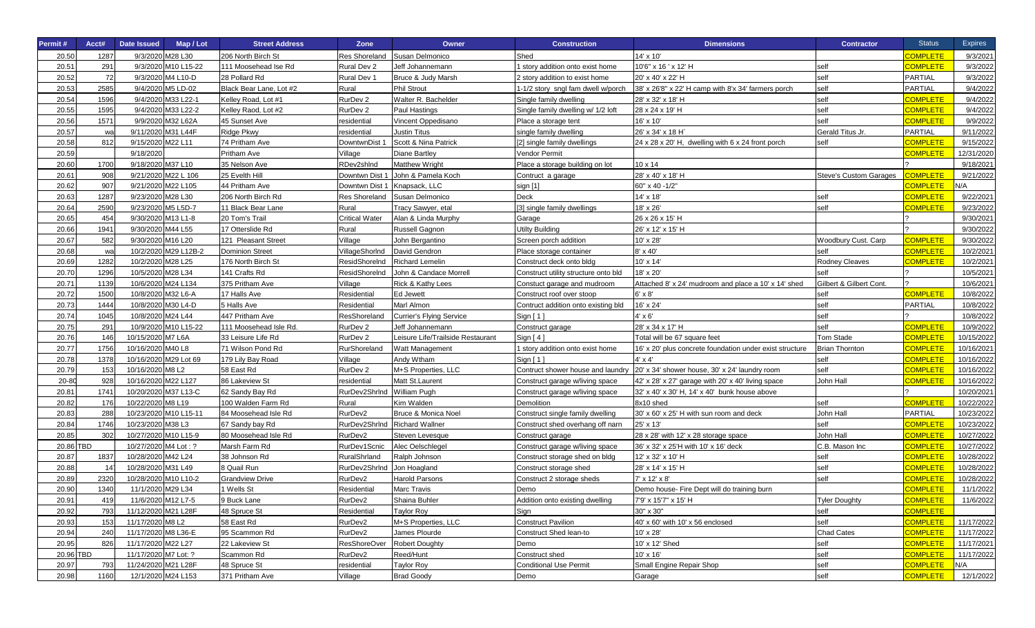| Permit # | Acct# | Date Issued | Map / Lot | Street Address | Zone | Owner | Construction | Dimensions | Contractor | Status | Expires |
|---|---|---|---|---|---|---|---|---|---|---|---|
| 20.50 | 1287 | 9/3/2020 | M28 L30 | 206 North Birch St | Res Shoreland | Susan Delmonico | Shed | 14' x 10' | | COMPLETE | 9/3/2021 |
| 20.51 | 291 | 9/3/2020 | M10 L15-22 | 111 Moosehead Ise Rd | Rural Dev 2 | Jeff Johannemann | 1 story addition onto exist home | 10'6" x 16 ' x 12' H | self | COMPLETE | 9/3/2022 |
| 20.52 | 72 | 9/3/2020 | M4 L10-D | 28 Pollard Rd | Rural Dev 1 | Bruce & Judy Marsh | 2 story addition to exist home | 20' x 40' x 22' H | self | PARTIAL | 9/3/2022 |
| 20.53 | 2585 | 9/4/2020 | M5 LD-02 | Black Bear Lane, Lot #2 | Rural | Phil Strout | 1-1/2 story sngl fam dwell w/porch | 38' x 26'8" x 22' H camp with 8'x 34' farmers porch | self | PARTIAL | 9/4/2022 |
| 20.54 | 1596 | 9/4/2020 | M33 L22-1 | Kelley Road, Lot #1 | RurDev 2 | Walter R. Bachelder | Single family dwelling | 28' x 32' x 18' H | self | COMPLETE | 9/4/2022 |
| 20.55 | 1595 | 9/4/2020 | M33 L22-2 | Kelley Raod, Lot #2 | RurDev 2 | Paul Hastings | Single family dwelling w/ 1/2 loft | 28 x 24 x 19' H | self | COMPLETE | 9/4/2022 |
| 20.56 | 1571 | 9/9/2020 | M32 L62A | 45 Sunset Ave | residential | Vincent Oppedisano | Place a storage tent | 16' x 10' | self | COMPLETE | 9/9/2022 |
| 20.57 | wa | 9/11/2020 | M31 L44F | Ridge Pkwy | residential | Justin Titus | single family dwelling | 26' x 34' x 18 H` | Gerald Titus Jr. | PARTIAL | 9/11/2022 |
| 20.58 | 812 | 9/15/2020 | M22 L11 | 74 Pritham Ave | DowntwnDist 1 | Scott & Nina Patrick | [2] single family dwellings | 24 x 28 x 20' H, dwelling with 6 x 24 front porch | self | COMPLETE | 9/15/2022 |
| 20.59 | | 9/18/2020 | | Pritham Ave | Village | Diane Bartley | Vendor Permit | | | COMPLETE | 12/31/2020 |
| 20.60 | 1700 | 9/18/2020 | M37 L10 | 35 Nelson Ave | RDev2shlnd | Matthew Wright | Place a storage building on lot | 10 x 14 | | ? | 9/18/2021 |
| 20.61 | 908 | 9/21/2020 | M22 L 106 | 25 Evelth Hill | Downtwn Dist 1 | John & Pamela Koch | Contruct a garage | 28' x 40' x 18' H | Steve's Custom Garages | COMPLETE | 9/21/2022 |
| 20.62 | 907 | 9/21/2020 | M22 L105 | 44 Pritham Ave | Downtwn Dist 1 | Knapsack, LLC | sign [1] | 60" x 40 -1/2" | | COMPLETE | N/A |
| 20.63 | 1287 | 9/23/2020 | M28 L30 | 206 North Birch Rd | Res Shoreland | Susan Delmonico | Deck | 14' x 18' | self | COMPLETE | 9/22/2021 |
| 20.64 | 2590 | 9/23/2020 | M5 L5D-7 | 11 Black Bear Lane | Rural | Tracy Sawyer, etal | [3] single family dwellings | 18' x 26' | self | COMPLETE | 9/23/2022 |
| 20.65 | 454 | 9/30/2020 | M13 L1-8 | 20 Tom's Trail | Critical Water | Alan & Linda Murphy | Garage | 26 x 26 x 15' H | | ? | 9/30/2021 |
| 20.66 | 1941 | 9/30/2020 | M44 L55 | 17 Otterslide Rd | Rural | Russell Gagnon | Utilty Building | 26' x 12' x 15' H | | ? | 9/30/2022 |
| 20.67 | 582 | 9/30/2020 | M16 L20 | 121 Pleasant Street | Village | John Bergantino | Screen porch addition | 10' x 28' | Woodbury Cust. Carp | COMPLETE | 9/30/2022 |
| 20.68 | wa | 10/2/2020 | M29 L12B-2 | Dominion Street | VillageShorlnd | David Gendron | Place storage container | 8' x 40' | self | COMPLETE | 10/2/2021 |
| 20.69 | 1282 | 10/2/2020 | M28 L25 | 176 North Birch St | ResidShoreInd | Richard Lemelin | Construct deck onto bldg | 10' x 14' | Rodney Cleaves | COMPLETE | 10/2/2021 |
| 20.70 | 1296 | 10/5/2020 | M28 L34 | 141 Crafts Rd | ResidShoreInd | John & Candace Morrell | Construct utility structure onto bld | 18' x 20' | self | ? | 10/5/2021 |
| 20.71 | 1139 | 10/6/2020 | M24 L134 | 375 Pritham Ave | Village | Rick & Kathy Lees | Constuct garage and mudroom | Attached 8' x 24' mudroom and place a 10' x 14' shed | Gilbert & Gilbert Cont. | ? | 10/6/2021 |
| 20.72 | 1500 | 10/8/2020 | M32 L6-A | 17 Halls Ave | Residential | Ed Jewett | Construct roof over stoop | 6' x 8' | self | COMPLETE | 10/8/2022 |
| 20.73 | 1444 | 10/8/2020 | M30 L4-D | 5 Halls Ave | Residential | Marl Almon | Contruct addition onto existing bld | 16' x 24' | self | PARTIAL | 10/8/2022 |
| 20.74 | 1045 | 10/8/2020 | M24 L44 | 447 Pritham Ave | ResShoreland | Currier's Flying Service | Sign [ 1 ] | 4' x 6' | self | ? | 10/8/2022 |
| 20.75 | 291 | 10/9/2020 | M10 L15-22 | 111 Moosehead Isle Rd. | RurDev 2 | Jeff Johannemann | Construct garage | 28' x 34 x 17' H | self | COMPLETE | 10/9/2022 |
| 20.76 | 146 | 10/15/2020 | M7 L6A | 33 Leisure Life Rd | RurDev 2 | Leisure Life/Trailside Restaurant | Sign [ 4 ] | Total will be 67 square feet | Tom Stade | COMPLETE | 10/15/2022 |
| 20.77 | 1756 | 10/16/2020 | M40 L8 | 71 Wilson Pond Rd | RurShoreland | Watt Management | 1 story addition onto exist home | 16' x 20' plus concrete foundation under exist structure | Brian Thornton | COMPLETE | 10/16/2021 |
| 20.78 | 1378 | 10/16/2020 | M29 Lot 69 | 179 Lily Bay Road | Village | Andy Wtham | Sign [ 1 ] | 4' x 4' | self | COMPLETE | 10/16/2022 |
| 20.79 | 153 | 10/16/2020 | M8 L2 | 58 East Rd | RurDev 2 | M+S Properties, LLC | Contruct shower house and laundry | 20' x 34' shower house, 30' x 24' laundry room | self | COMPLETE | 10/16/2022 |
| 20-80 | 928 | 10/16/2020 | M22 L127 | 86 Lakeview St | residential | Matt St.Laurent | Construct garage w/living space | 42' x 28' x 27' garage with 20' x 40' living space | John Hall | COMPLETE | 10/16/2022 |
| 20.81 | 1741 | 10/20/2020 | M37 L13-C | 62 Sandy Bay Rd | RurDev2Shrlnd | William Pugh | Construct garage w/living space | 32' x 40' x 30' H, 14' x 40' bunk house above | | ? | 10/20/2021 |
| 20.82 | 176 | 10/22/2020 | M8 L19 | 100 Walden Farm Rd | Rural | Kim Walden | Demolition | 8x10 shed | self | COMPLETE | 10/22/2022 |
| 20.83 | 288 | 10/23/2020 | M10 L15-11 | 84 Moosehead Isle Rd | RurDev2 | Bruce & Monica Noel | Construct single family dwelling | 30' x 60' x 25' H with sun room and deck | John Hall | PARTIAL | 10/23/2022 |
| 20.84 | 1746 | 10/23/2020 | M38 L3 | 67 Sandy bay Rd | RurDev2Shrlnd | Richard Wallner | Construct shed overhang off narn | 25' x 13' | self | COMPLETE | 10/23/2022 |
| 20.85 | 302 | 10/27/2020 | M10 L15-9 | 80 Moosehead Isle Rd | RurDev2 | Steven Levesque | Construct garage | 28 x 28' with 12' x 28 storage space | John Hall | COMPLETE | 10/27/2022 |
| 20.86 | TBD | 10/27/2020 | M4 Lot : ? | Marsh Farm Rd | RurDev1Scnic | Alec Oelschlegel | Construct garage w/living space | 36' x 32' x 25'H with 10' x 16' deck | C.B. Mason Inc | COMPLETE | 10/27/2022 |
| 20.87 | 1837 | 10/28/2020 | M42 L24 | 38 Johnson Rd | RuralShrland | Ralph Johnson | Construct storage shed on bldg | 12' x 32' x 10' H | self | COMPLETE | 10/28/2022 |
| 20.88 | 14 | 10/28/2020 | M31 L49 | 8 Quail Run | RurDev2Shrlnd | Jon Hoagland | Construct storage shed | 28' x 14' x 15' H | self | COMPLETE | 10/28/2022 |
| 20.89 | 2320 | 10/28/2020 | M10 L10-2 | Grandview Drive | RurDev2 | Harold Parsons | Construct 2 storage sheds | 7' x 12' x 8' | self | COMPLETE | 10/28/2022 |
| 20.90 | 1340 | 11/1/2020 | M29 L34 | 1 Wells St | Residential | Marc Travis | Demo | Demo house- Fire Dept will do training burn | | COMPLETE | 11/1/2022 |
| 20.91 | 419 | 11/6/2020 | M12 L7-5 | 9 Buck Lane | RurDev2 | Shaina Buhler | Addition onto existing dwelling | 7'9' x 15'7" x 15' H | Tyler Doughty | COMPLETE | 11/6/2022 |
| 20.92 | 793 | 11/12/2020 | M21 L28F | 48 Spruce St | Residential | Taylor Roy | Sign | 30" x 30" | self | COMPLETE | |
| 20.93 | 153 | 11/17/2020 | M8 L2 | 58 East Rd | RurDev2 | M+S Properties, LLC | Construct Pavilion | 40' x 60' with 10' x 56 enclosed | self | COMPLETE | 11/17/2022 |
| 20.94 | 240 | 11/17/2020 | M8 L36-E | 95 Scammon Rd | RurDev2 | James Plourde | Construct Shed lean-to | 10' x 28' | Chad Cates | COMPLETE | 11/17/2022 |
| 20.95 | 826 | 11/17/2020 | M22 L27 | 22 Lakeview St | ResShoreOver | Robert Doughty | Demo | 10' x 12' Shed | self | COMPLETE | 11/17/2021 |
| 20.96 | TBD | 11/17/2020 | M7 Lot: ? | Scammon Rd | RurDev2 | Reed/Hunt | Construct shed | 10' x 16' | self | COMPLETE | 11/17/2022 |
| 20.97 | 793 | 11/24/2020 | M21 L28F | 48 Spruce St | residential | Taylor Roy | Conditional Use Permit | Small Engine Repair Shop | self | COMPLETE | N/A |
| 20.98 | 1160 | 12/1/2020 | M24 L153 | 371 Pritham Ave | Village | Brad Goody | Demo | Garage | self | COMPLETE | 12/1/2022 |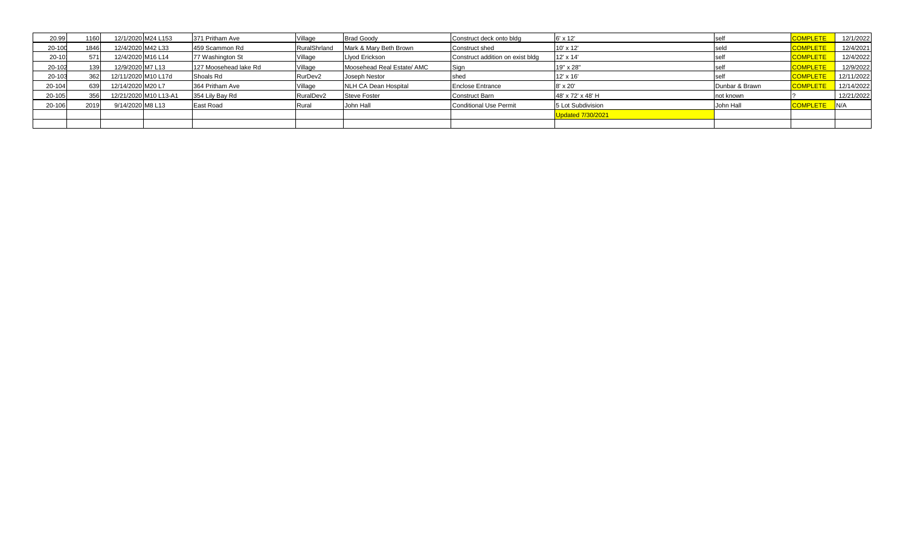| | | | | | | | | | | | |
|---|---|---|---|---|---|---|---|---|---|---|---|
| 20.99 | 1160 | 12/1/2020 | M24 L153 | 371 Pritham Ave | Village | Brad Goody | Construct deck onto bldg | 6' x 12' | self | COMPLETE | 12/1/2022 |
| 20-100 | 1846 | 12/4/2020 | M42 L33 | 459 Scammon Rd | RuralShrland | Mark & Mary Beth Brown | Construct shed | 10' x 12' | seld | COMPLETE | 12/4/2021 |
| 20-101 | 571 | 12/4/2020 | M16 L14 | 77 Washington St | Village | Llyod Erickson | Construct addition on exist bldg | 12' x 14' | self | COMPLETE | 12/4/2022 |
| 20-102 | 139 | 12/9/2020 | M7 L13 | 127 Moosehead lake Rd | Village | Moosehead Real Estate/ AMC | Sign | 19" x 28" | self | COMPLETE | 12/9/2022 |
| 20-103 | 362 | 12/11/2020 | M10 L17d | Shoals Rd | RurDev2 | Joseph Nestor | shed | 12' x 16' | self | COMPLETE | 12/11/2022 |
| 20-104 | 639 | 12/14/2020 | M20 L7 | 364 Pritham Ave | Village | NLH CA Dean Hospital | Enclose Entrance | 8' x 20' | Dunbar & Brawn | COMPLETE | 12/14/2022 |
| 20-105 | 356 | 12/21/2020 | M10 L13-A1 | 354 Lily Bay Rd | RuralDev2 | Steve Foster | Construct Barn | 48' x 72' x 48' H | not known | ? | 12/21/2022 |
| 20-106 | 2019 | 9/14/2020 | M8 L13 | East Road | Rural | John Hall | Conditional Use Permit | 5 Lot Subdivision | John Hall | COMPLETE | N/A |
| | | | | | | | | Updated 7/30/2021 | | | |
| | | | | | | | | | | | |